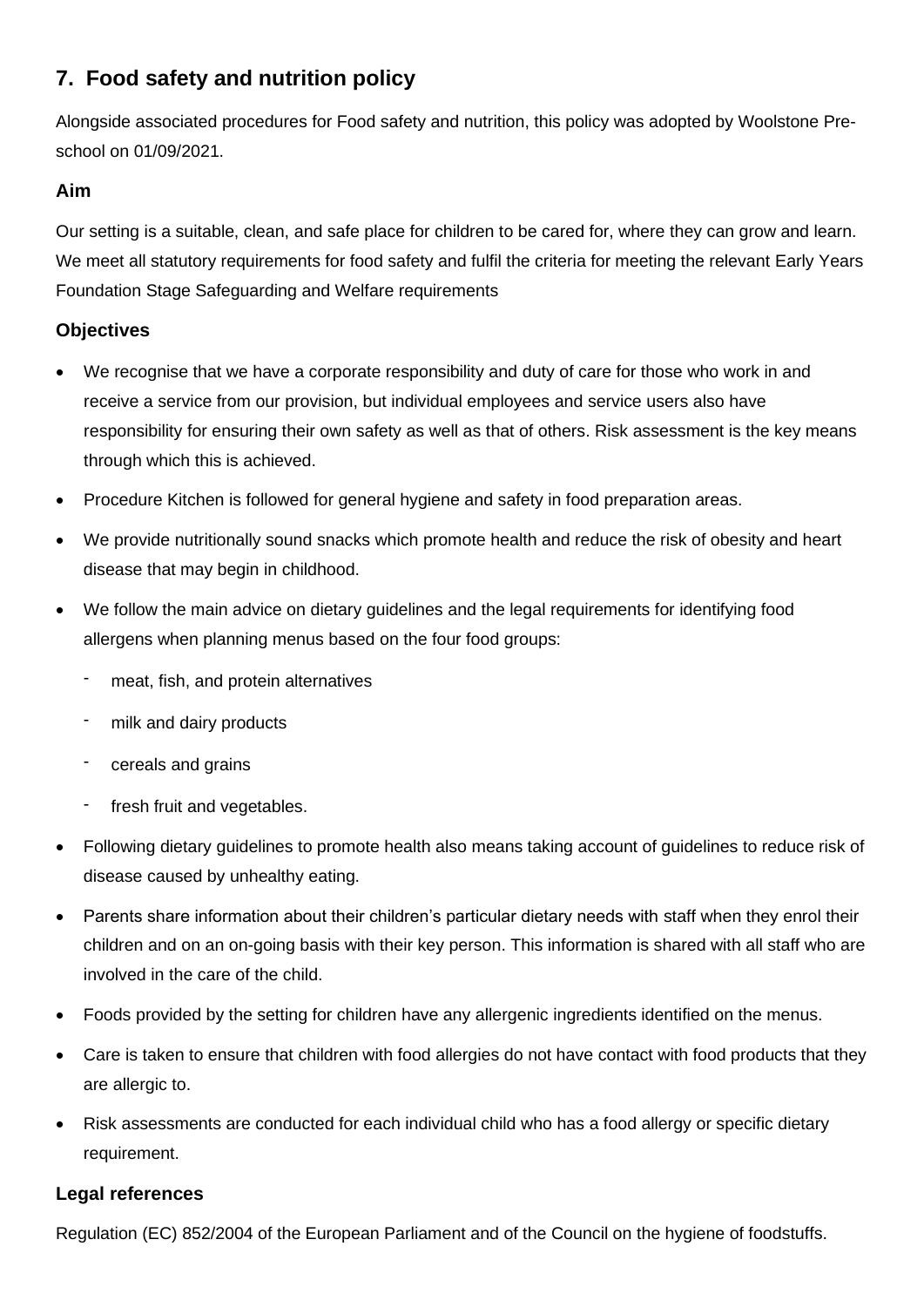## 7. Food safety and nutrition policy

Alongside associated procedures for Food safety and nutrition, this policy was adopted by Woolstone Pre-school on 01/09/2021.

### Aim

Our setting is a suitable, clean, and safe place for children to be cared for, where they can grow and learn. We meet all statutory requirements for food safety and fulfil the criteria for meeting the relevant Early Years Foundation Stage Safeguarding and Welfare requirements

### Objectives

- We recognise that we have a corporate responsibility and duty of care for those who work in and receive a service from our provision, but individual employees and service users also have responsibility for ensuring their own safety as well as that of others. Risk assessment is the key means through which this is achieved.
- Procedure Kitchen is followed for general hygiene and safety in food preparation areas.
- We provide nutritionally sound snacks which promote health and reduce the risk of obesity and heart disease that may begin in childhood.
- We follow the main advice on dietary guidelines and the legal requirements for identifying food allergens when planning menus based on the four food groups:
  - meat, fish, and protein alternatives
  - milk and dairy products
  - cereals and grains
  - fresh fruit and vegetables.
- Following dietary guidelines to promote health also means taking account of guidelines to reduce risk of disease caused by unhealthy eating.
- Parents share information about their children's particular dietary needs with staff when they enrol their children and on an on-going basis with their key person. This information is shared with all staff who are involved in the care of the child.
- Foods provided by the setting for children have any allergenic ingredients identified on the menus.
- Care is taken to ensure that children with food allergies do not have contact with food products that they are allergic to.
- Risk assessments are conducted for each individual child who has a food allergy or specific dietary requirement.

### Legal references

Regulation (EC) 852/2004 of the European Parliament and of the Council on the hygiene of foodstuffs.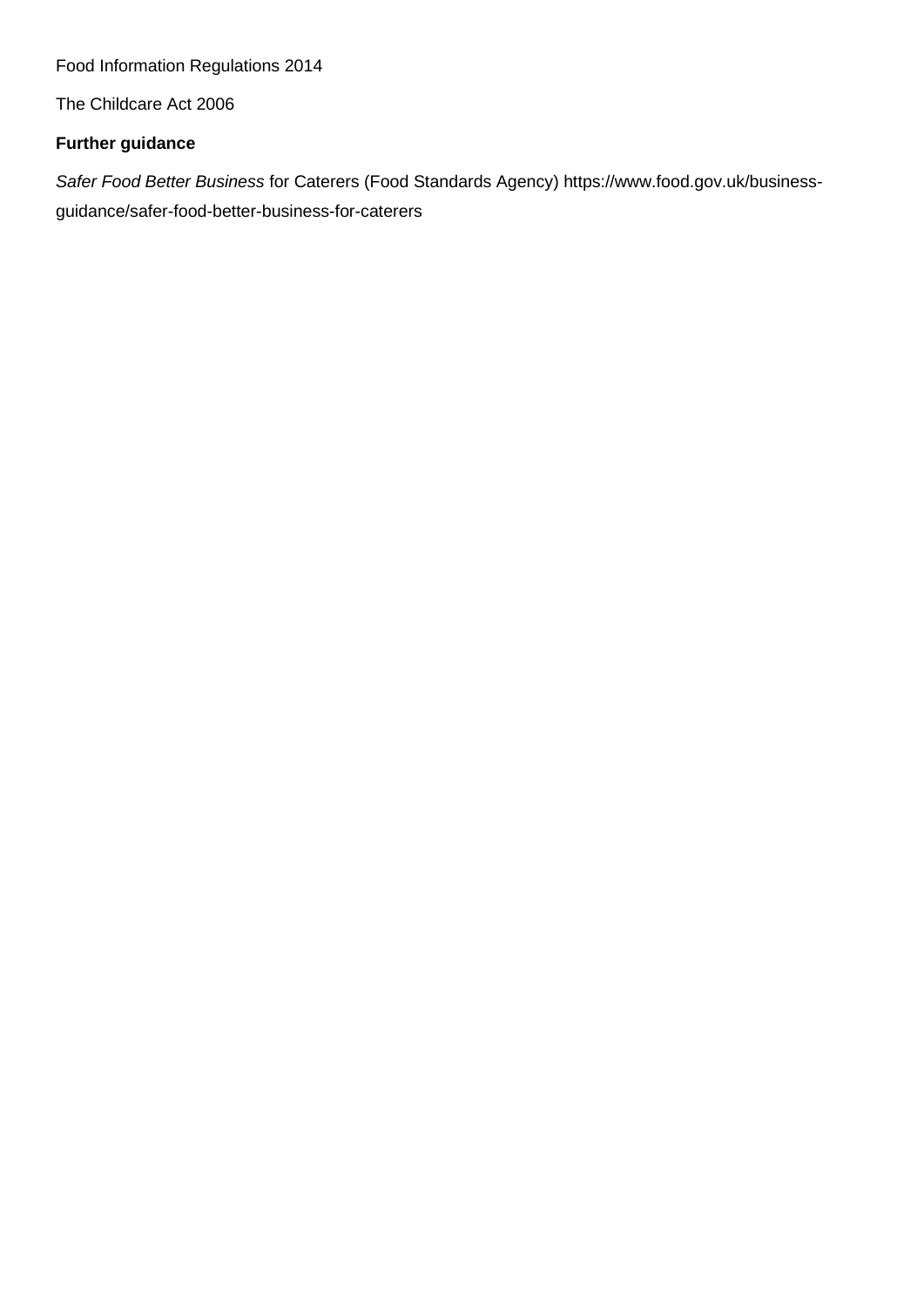Food Information Regulations 2014

The Childcare Act 2006

**Further guidance**

*Safer Food Better Business* for Caterers (Food Standards Agency) https://www.food.gov.uk/business-guidance/safer-food-better-business-for-caterers